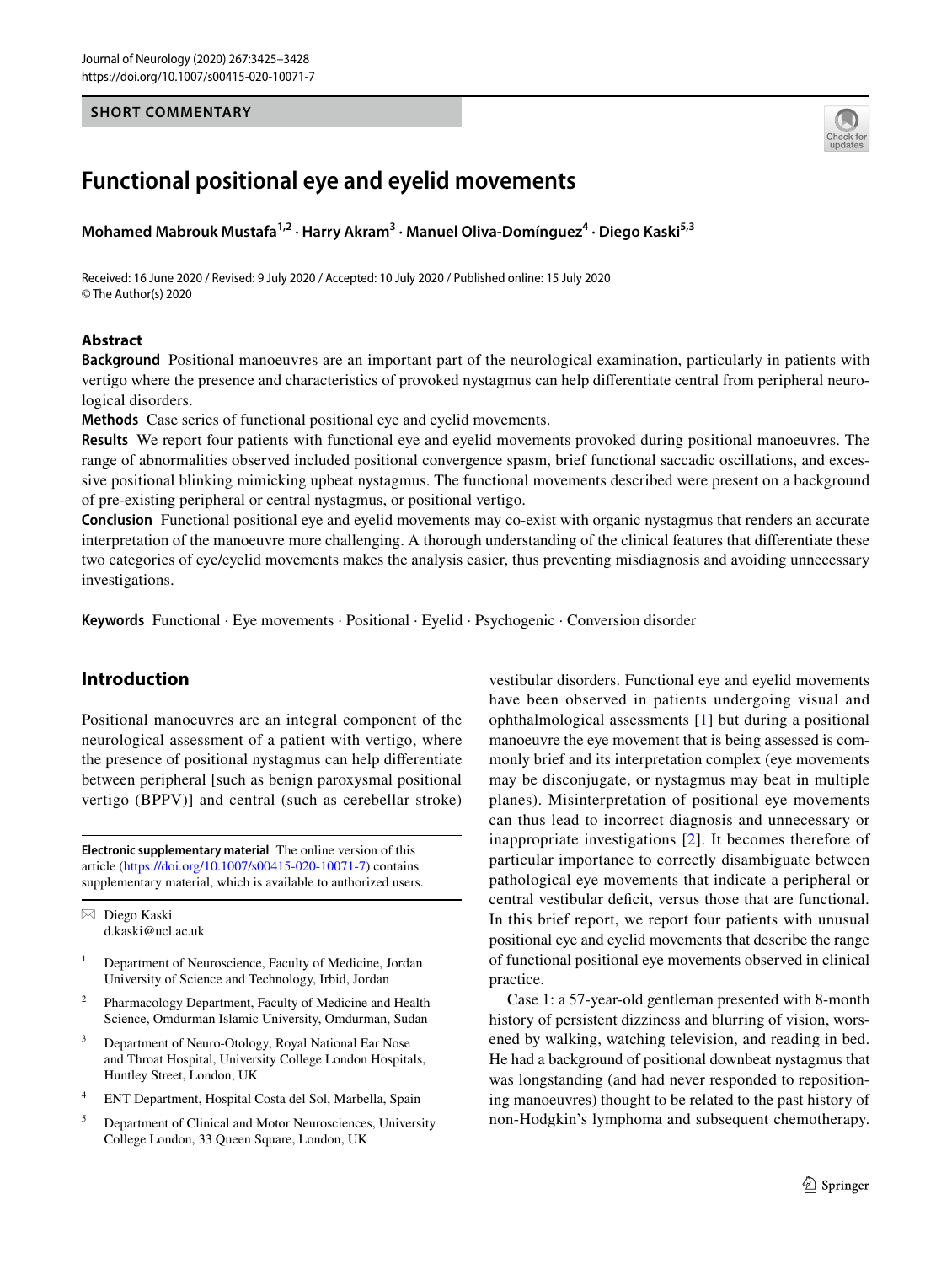SHORT COMMENTARY

# Functional positional eye and eyelid movements

**Mohamed Mabrouk Mustafa[1,2] · Harry Akram[3] · Manuel Oliva-Domínguez[4] · Diego Kaski[5,3]**

Received: 16 June 2020 / Revised: 9 July 2020 / Accepted: 10 July 2020 / Published online: 15 July 2020
© The Author(s) 2020

## Abstract

**Background** Positional manoeuvres are an important part of the neurological examination, particularly in patients with vertigo where the presence and characteristics of provoked nystagmus can help differentiate central from peripheral neurological disorders.

**Methods** Case series of functional positional eye and eyelid movements.

**Results** We report four patients with functional eye and eyelid movements provoked during positional manoeuvres. The range of abnormalities observed included positional convergence spasm, brief functional saccadic oscillations, and excessive positional blinking mimicking upbeat nystagmus. The functional movements described were present on a background of pre-existing peripheral or central nystagmus, or positional vertigo.

**Conclusion** Functional positional eye and eyelid movements may co-exist with organic nystagmus that renders an accurate interpretation of the manoeuvre more challenging. A thorough understanding of the clinical features that differentiate these two categories of eye/eyelid movements makes the analysis easier, thus preventing misdiagnosis and avoiding unnecessary investigations.

**Keywords** Functional · Eye movements · Positional · Eyelid · Psychogenic · Conversion disorder

## Introduction

Positional manoeuvres are an integral component of the neurological assessment of a patient with vertigo, where the presence of positional nystagmus can help differentiate between peripheral [such as benign paroxysmal positional vertigo (BPPV)] and central (such as cerebellar stroke) vestibular disorders. Functional eye and eyelid movements have been observed in patients undergoing visual and ophthalmological assessments [1] but during a positional manoeuvre the eye movement that is being assessed is commonly brief and its interpretation complex (eye movements may be disconjugate, or nystagmus may beat in multiple planes). Misinterpretation of positional eye movements can thus lead to incorrect diagnosis and unnecessary or inappropriate investigations [2]. It becomes therefore of particular importance to correctly disambiguate between pathological eye movements that indicate a peripheral or central vestibular deficit, versus those that are functional. In this brief report, we report four patients with unusual positional eye and eyelid movements that describe the range of functional positional eye movements observed in clinical practice.

Case 1: a 57-year-old gentleman presented with 8-month history of persistent dizziness and blurring of vision, worsened by walking, watching television, and reading in bed. He had a background of positional downbeat nystagmus that was longstanding (and had never responded to repositioning manoeuvres) thought to be related to the past history of non-Hodgkin's lymphoma and subsequent chemotherapy.

**Electronic supplementary material** The online version of this article (https://doi.org/10.1007/s00415-020-10071-7) contains supplementary material, which is available to authorized users.

✉ Diego Kaski
d.kaski@ucl.ac.uk

1 Department of Neuroscience, Faculty of Medicine, Jordan University of Science and Technology, Irbid, Jordan

2 Pharmacology Department, Faculty of Medicine and Health Science, Omdurman Islamic University, Omdurman, Sudan

3 Department of Neuro-Otology, Royal National Ear Nose and Throat Hospital, University College London Hospitals, Huntley Street, London, UK

4 ENT Department, Hospital Costa del Sol, Marbella, Spain

5 Department of Clinical and Motor Neurosciences, University College London, 33 Queen Square, London, UK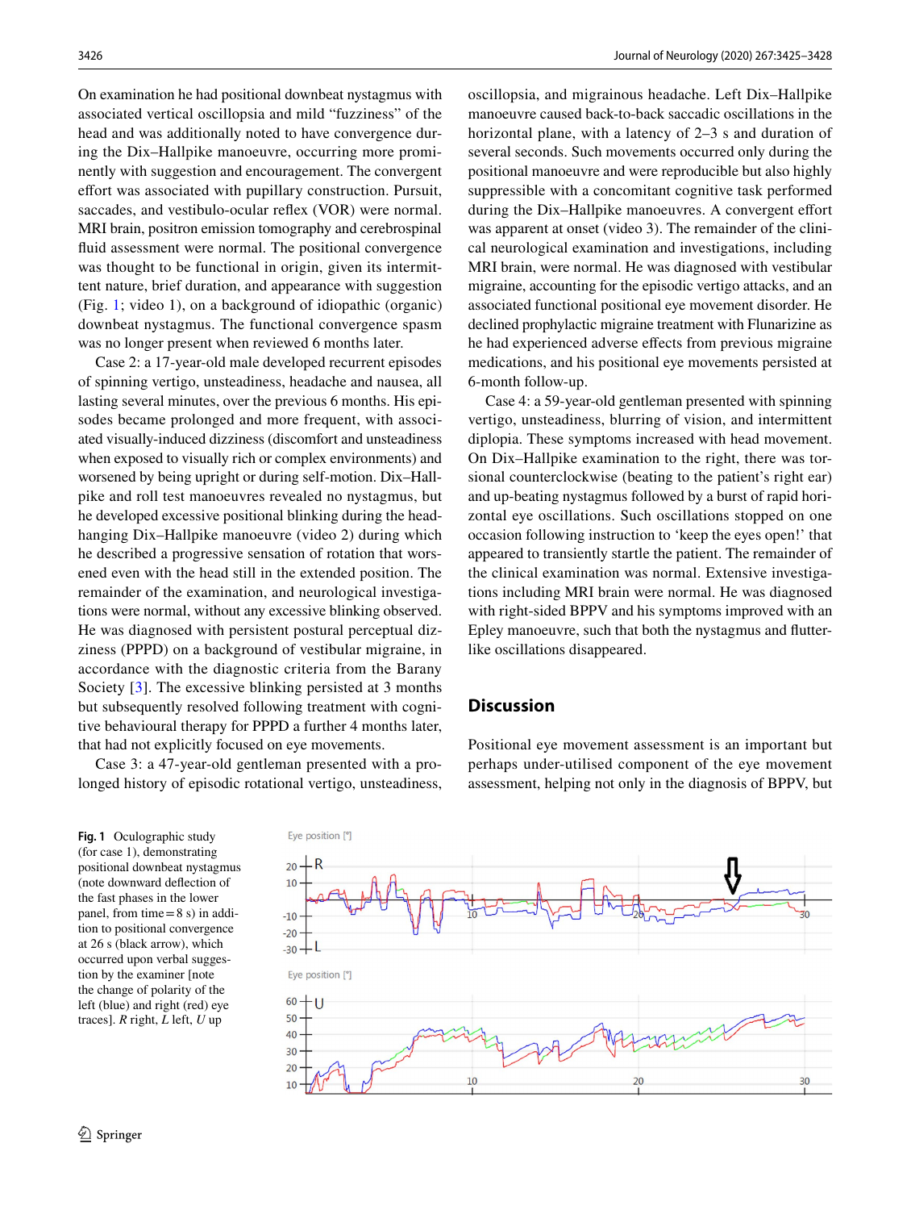On examination he had positional downbeat nystagmus with associated vertical oscillopsia and mild "fuzziness" of the head and was additionally noted to have convergence during the Dix–Hallpike manoeuvre, occurring more prominently with suggestion and encouragement. The convergent effort was associated with pupillary construction. Pursuit, saccades, and vestibulo-ocular reflex (VOR) were normal. MRI brain, positron emission tomography and cerebrospinal fluid assessment were normal. The positional convergence was thought to be functional in origin, given its intermittent nature, brief duration, and appearance with suggestion (Fig. 1; video 1), on a background of idiopathic (organic) downbeat nystagmus. The functional convergence spasm was no longer present when reviewed 6 months later.

Case 2: a 17-year-old male developed recurrent episodes of spinning vertigo, unsteadiness, headache and nausea, all lasting several minutes, over the previous 6 months. His episodes became prolonged and more frequent, with associated visually-induced dizziness (discomfort and unsteadiness when exposed to visually rich or complex environments) and worsened by being upright or during self-motion. Dix–Hallpike and roll test manoeuvres revealed no nystagmus, but he developed excessive positional blinking during the head-hanging Dix–Hallpike manoeuvre (video 2) during which he described a progressive sensation of rotation that worsened even with the head still in the extended position. The remainder of the examination, and neurological investigations were normal, without any excessive blinking observed. He was diagnosed with persistent postural perceptual dizziness (PPPD) on a background of vestibular migraine, in accordance with the diagnostic criteria from the Barany Society [3]. The excessive blinking persisted at 3 months but subsequently resolved following treatment with cognitive behavioural therapy for PPPD a further 4 months later, that had not explicitly focused on eye movements.

Case 3: a 47-year-old gentleman presented with a prolonged history of episodic rotational vertigo, unsteadiness, oscillopsia, and migrainous headache. Left Dix–Hallpike manoeuvre caused back-to-back saccadic oscillations in the horizontal plane, with a latency of 2–3 s and duration of several seconds. Such movements occurred only during the positional manoeuvre and were reproducible but also highly suppressible with a concomitant cognitive task performed during the Dix–Hallpike manoeuvres. A convergent effort was apparent at onset (video 3). The remainder of the clinical neurological examination and investigations, including MRI brain, were normal. He was diagnosed with vestibular migraine, accounting for the episodic vertigo attacks, and an associated functional positional eye movement disorder. He declined prophylactic migraine treatment with Flunarizine as he had experienced adverse effects from previous migraine medications, and his positional eye movements persisted at 6-month follow-up.

Case 4: a 59-year-old gentleman presented with spinning vertigo, unsteadiness, blurring of vision, and intermittent diplopia. These symptoms increased with head movement. On Dix–Hallpike examination to the right, there was torsional counterclockwise (beating to the patient's right ear) and up-beating nystagmus followed by a burst of rapid horizontal eye oscillations. Such oscillations stopped on one occasion following instruction to 'keep the eyes open!' that appeared to transiently startle the patient. The remainder of the clinical examination was normal. Extensive investigations including MRI brain were normal. He was diagnosed with right-sided BPPV and his symptoms improved with an Epley manoeuvre, such that both the nystagmus and flutter-like oscillations disappeared.

## Discussion

Positional eye movement assessment is an important but perhaps under-utilised component of the eye movement assessment, helping not only in the diagnosis of BPPV, but

**Fig. 1** Oculographic study (for case 1), demonstrating positional downbeat nystagmus (note downward deflection of the fast phases in the lower panel, from time = 8 s) in addition to positional convergence at 26 s (black arrow), which occurred upon verbal suggestion by the examiner [note the change of polarity of the left (blue) and right (red) eye traces]. *R* right, *L* left, *U* up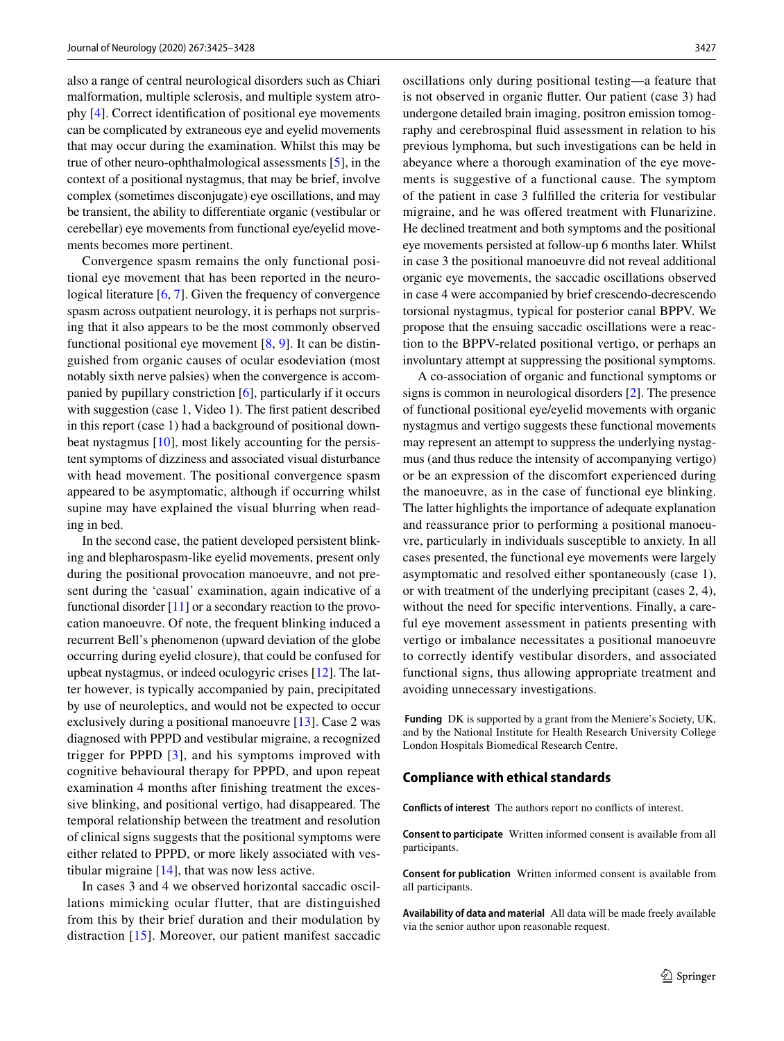also a range of central neurological disorders such as Chiari malformation, multiple sclerosis, and multiple system atrophy [4]. Correct identification of positional eye movements can be complicated by extraneous eye and eyelid movements that may occur during the examination. Whilst this may be true of other neuro-ophthalmological assessments [5], in the context of a positional nystagmus, that may be brief, involve complex (sometimes disconjugate) eye oscillations, and may be transient, the ability to differentiate organic (vestibular or cerebellar) eye movements from functional eye/eyelid movements becomes more pertinent.

Convergence spasm remains the only functional positional eye movement that has been reported in the neurological literature [6, 7]. Given the frequency of convergence spasm across outpatient neurology, it is perhaps not surprising that it also appears to be the most commonly observed functional positional eye movement [8, 9]. It can be distinguished from organic causes of ocular esodeviation (most notably sixth nerve palsies) when the convergence is accompanied by pupillary constriction [6], particularly if it occurs with suggestion (case 1, Video 1). The first patient described in this report (case 1) had a background of positional downbeat nystagmus [10], most likely accounting for the persistent symptoms of dizziness and associated visual disturbance with head movement. The positional convergence spasm appeared to be asymptomatic, although if occurring whilst supine may have explained the visual blurring when reading in bed.

In the second case, the patient developed persistent blinking and blepharospasm-like eyelid movements, present only during the positional provocation manoeuvre, and not present during the 'casual' examination, again indicative of a functional disorder [11] or a secondary reaction to the provocation manoeuvre. Of note, the frequent blinking induced a recurrent Bell's phenomenon (upward deviation of the globe occurring during eyelid closure), that could be confused for upbeat nystagmus, or indeed oculogyric crises [12]. The latter however, is typically accompanied by pain, precipitated by use of neuroleptics, and would not be expected to occur exclusively during a positional manoeuvre [13]. Case 2 was diagnosed with PPPD and vestibular migraine, a recognized trigger for PPPD [3], and his symptoms improved with cognitive behavioural therapy for PPPD, and upon repeat examination 4 months after finishing treatment the excessive blinking, and positional vertigo, had disappeared. The temporal relationship between the treatment and resolution of clinical signs suggests that the positional symptoms were either related to PPPD, or more likely associated with vestibular migraine [14], that was now less active.

In cases 3 and 4 we observed horizontal saccadic oscillations mimicking ocular flutter, that are distinguished from this by their brief duration and their modulation by distraction [15]. Moreover, our patient manifest saccadic oscillations only during positional testing—a feature that is not observed in organic flutter. Our patient (case 3) had undergone detailed brain imaging, positron emission tomography and cerebrospinal fluid assessment in relation to his previous lymphoma, but such investigations can be held in abeyance where a thorough examination of the eye movements is suggestive of a functional cause. The symptom of the patient in case 3 fulfilled the criteria for vestibular migraine, and he was offered treatment with Flunarizine. He declined treatment and both symptoms and the positional eye movements persisted at follow-up 6 months later. Whilst in case 3 the positional manoeuvre did not reveal additional organic eye movements, the saccadic oscillations observed in case 4 were accompanied by brief crescendo-decrescendo torsional nystagmus, typical for posterior canal BPPV. We propose that the ensuing saccadic oscillations were a reaction to the BPPV-related positional vertigo, or perhaps an involuntary attempt at suppressing the positional symptoms.

A co-association of organic and functional symptoms or signs is common in neurological disorders [2]. The presence of functional positional eye/eyelid movements with organic nystagmus and vertigo suggests these functional movements may represent an attempt to suppress the underlying nystagmus (and thus reduce the intensity of accompanying vertigo) or be an expression of the discomfort experienced during the manoeuvre, as in the case of functional eye blinking. The latter highlights the importance of adequate explanation and reassurance prior to performing a positional manoeuvre, particularly in individuals susceptible to anxiety. In all cases presented, the functional eye movements were largely asymptomatic and resolved either spontaneously (case 1), or with treatment of the underlying precipitant (cases 2, 4), without the need for specific interventions. Finally, a careful eye movement assessment in patients presenting with vertigo or imbalance necessitates a positional manoeuvre to correctly identify vestibular disorders, and associated functional signs, thus allowing appropriate treatment and avoiding unnecessary investigations.

**Funding** DK is supported by a grant from the Meniere's Society, UK, and by the National Institute for Health Research University College London Hospitals Biomedical Research Centre.

## Compliance with ethical standards

**Conflicts of interest** The authors report no conflicts of interest.

**Consent to participate** Written informed consent is available from all participants.

**Consent for publication** Written informed consent is available from all participants.

**Availability of data and material** All data will be made freely available via the senior author upon reasonable request.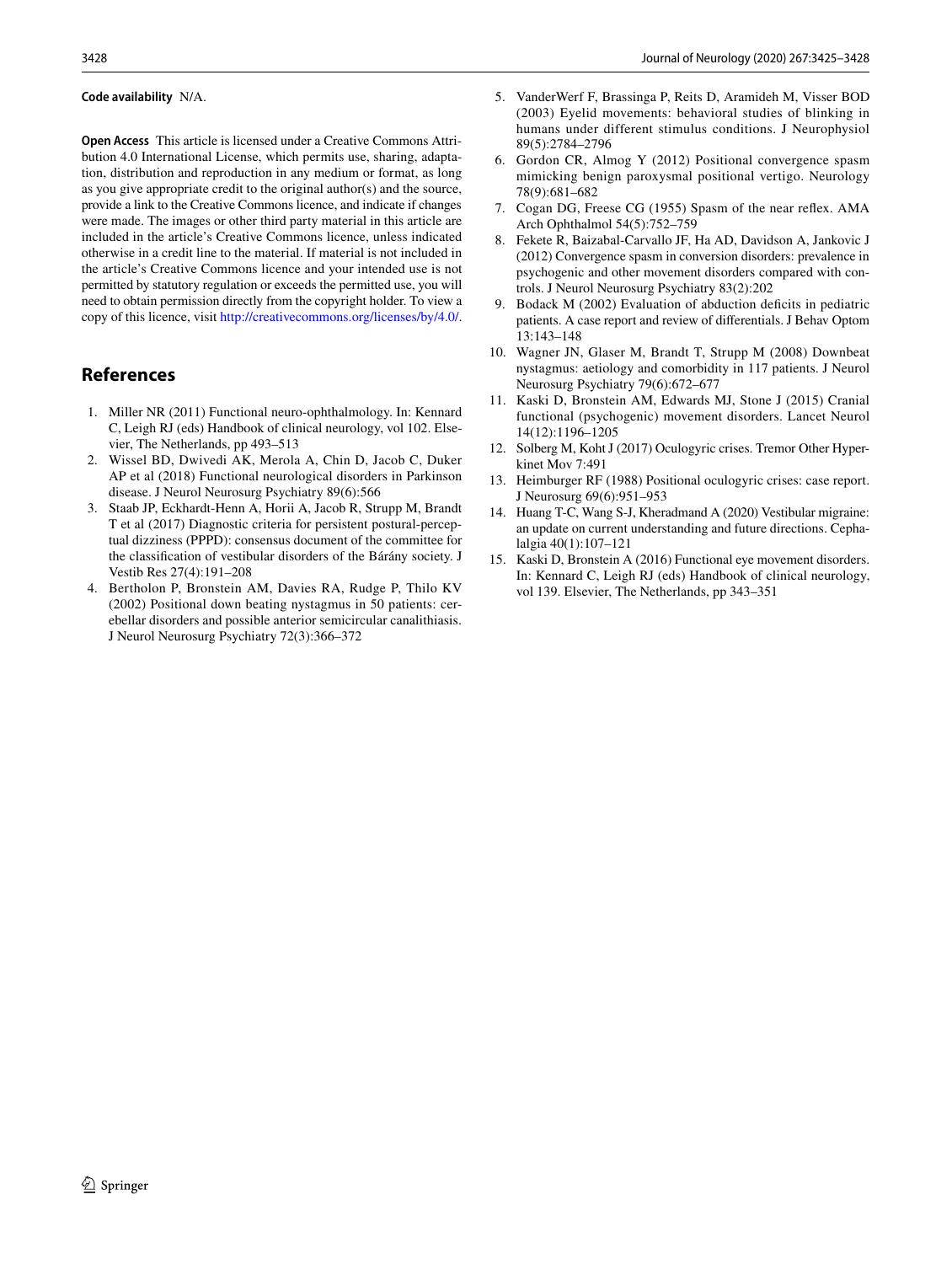**Code availability** N/A.

**Open Access** This article is licensed under a Creative Commons Attribution 4.0 International License, which permits use, sharing, adaptation, distribution and reproduction in any medium or format, as long as you give appropriate credit to the original author(s) and the source, provide a link to the Creative Commons licence, and indicate if changes were made. The images or other third party material in this article are included in the article's Creative Commons licence, unless indicated otherwise in a credit line to the material. If material is not included in the article's Creative Commons licence and your intended use is not permitted by statutory regulation or exceeds the permitted use, you will need to obtain permission directly from the copyright holder. To view a copy of this licence, visit http://creativecommons.org/licenses/by/4.0/.

## References

1. Miller NR (2011) Functional neuro-ophthalmology. In: Kennard C, Leigh RJ (eds) Handbook of clinical neurology, vol 102. Elsevier, The Netherlands, pp 493–513
2. Wissel BD, Dwivedi AK, Merola A, Chin D, Jacob C, Duker AP et al (2018) Functional neurological disorders in Parkinson disease. J Neurol Neurosurg Psychiatry 89(6):566
3. Staab JP, Eckhardt-Henn A, Horii A, Jacob R, Strupp M, Brandt T et al (2017) Diagnostic criteria for persistent postural-perceptual dizziness (PPPD): consensus document of the committee for the classification of vestibular disorders of the Bárány society. J Vestib Res 27(4):191–208
4. Bertholon P, Bronstein AM, Davies RA, Rudge P, Thilo KV (2002) Positional down beating nystagmus in 50 patients: cerebellar disorders and possible anterior semicircular canalithiasis. J Neurol Neurosurg Psychiatry 72(3):366–372
5. VanderWerf F, Brassinga P, Reits D, Aramideh M, Visser BOD (2003) Eyelid movements: behavioral studies of blinking in humans under different stimulus conditions. J Neurophysiol 89(5):2784–2796
6. Gordon CR, Almog Y (2012) Positional convergence spasm mimicking benign paroxysmal positional vertigo. Neurology 78(9):681–682
7. Cogan DG, Freese CG (1955) Spasm of the near reflex. AMA Arch Ophthalmol 54(5):752–759
8. Fekete R, Baizabal-Carvallo JF, Ha AD, Davidson A, Jankovic J (2012) Convergence spasm in conversion disorders: prevalence in psychogenic and other movement disorders compared with controls. J Neurol Neurosurg Psychiatry 83(2):202
9. Bodack M (2002) Evaluation of abduction deficits in pediatric patients. A case report and review of differentials. J Behav Optom 13:143–148
10. Wagner JN, Glaser M, Brandt T, Strupp M (2008) Downbeat nystagmus: aetiology and comorbidity in 117 patients. J Neurol Neurosurg Psychiatry 79(6):672–677
11. Kaski D, Bronstein AM, Edwards MJ, Stone J (2015) Cranial functional (psychogenic) movement disorders. Lancet Neurol 14(12):1196–1205
12. Solberg M, Koht J (2017) Oculogyric crises. Tremor Other Hyperkinet Mov 7:491
13. Heimburger RF (1988) Positional oculogyric crises: case report. J Neurosurg 69(6):951–953
14. Huang T-C, Wang S-J, Kheradmand A (2020) Vestibular migraine: an update on current understanding and future directions. Cephalalgia 40(1):107–121
15. Kaski D, Bronstein A (2016) Functional eye movement disorders. In: Kennard C, Leigh RJ (eds) Handbook of clinical neurology, vol 139. Elsevier, The Netherlands, pp 343–351